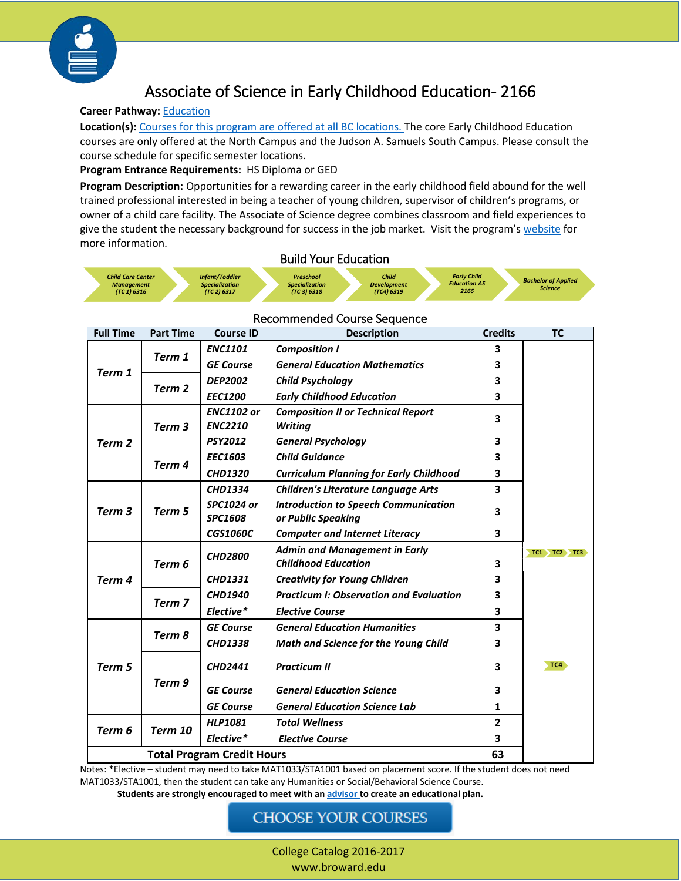# Associate of Science in Early Childhood Education- 2166

**Career Pathway:** Education

**Location(s):** Courses for this program are offered at all BC locations. The core Early Childhood Education courses are only offered at the North Campus and the Judson A. Samuels South Campus. Please consult the course schedule for specific semester locations.

**Program Entrance Requirements:** HS Diploma or GED

**Program Description:** Opportunities for a rewarding career in the early childhood field abound for the well trained professional interested in being a teacher of young children, supervisor of children's programs, or owner of a child care facility. The Associate of Science degree combines classroom and field experiences to give the student the necessary background for success in the job market. Visit the program's website for more information.

## Build Your Education

*Child Care Center Management (TC 1) 6316* → *Infant/Toddler Specialization (TC 2) 6317* → *Preschool Specialization (TC 3) 6318* → *Child Development (TC4) 6319* → *Early Child Education AS 2166* → *Bachelor of Applied Science*

## Recommended Course Sequence

| Full Time | Part Time | Course ID | Description | Credits | TC |
|---|---|---|---|---|---|
| *Term 1* | *Term 1* | *ENC1101* | *Composition I* | 3 | |
| | | *GE Course* | *General Education Mathematics* | 3 | |
| | *Term 2* | *DEP2002* | *Child Psychology* | 3 | |
| | | *EEC1200* | *Early Childhood Education* | 3 | |
| *Term 2* | *Term 3* | *ENC1102 or ENC2210* | *Composition II or Technical Report Writing* | 3 | |
| | | *PSY2012* | *General Psychology* | 3 | |
| | *Term 4* | *EEC1603* | *Child Guidance* | 3 | |
| | | *CHD1320* | *Curriculum Planning for Early Childhood* | 3 | |
| *Term 3* | *Term 5* | *CHD1334* | *Children's Literature Language Arts* | 3 | |
| | | *SPC1024 or SPC1608* | *Introduction to Speech Communication or Public Speaking* | 3 | |
| | | *CGS1060C* | *Computer and Internet Literacy* | 3 | |
| *Term 4* | *Term 6* | *CHD2800* | *Admin and Management in Early Childhood Education* | 3 | TC1 TC2 TC3 |
| | | *CHD1331* | *Creativity for Young Children* | 3 | |
| | *Term 7* | *CHD1940* | *Practicum I: Observation and Evaluation* | 3 | |
| | | *Elective** | *Elective Course* | 3 | |
| *Term 5* | *Term 8* | *GE Course* | *General Education Humanities* | 3 | |
| | | *CHD1338* | *Math and Science for the Young Child* | 3 | |
| | *Term 9* | *CHD2441* | *Practicum II* | 3 | TC4 |
| | | *GE Course* | *General Education Science* | 3 | |
| | | *GE Course* | *General Education Science Lab* | 1 | |
| *Term 6* | *Term 10* | *HLP1081* | *Total Wellness* | 2 | |
| | | *Elective** | *Elective Course* | 3 | |
| **Total Program Credit Hours** | | | | **63** | |

Notes: *Elective – student may need to take MAT1033/STA1001 based on placement score. If the student does not need MAT1033/STA1001, then the student can take any Humanities or Social/Behavioral Science Course.

**Students are strongly encouraged to meet with an advisor to create an educational plan.**

CHOOSE YOUR COURSES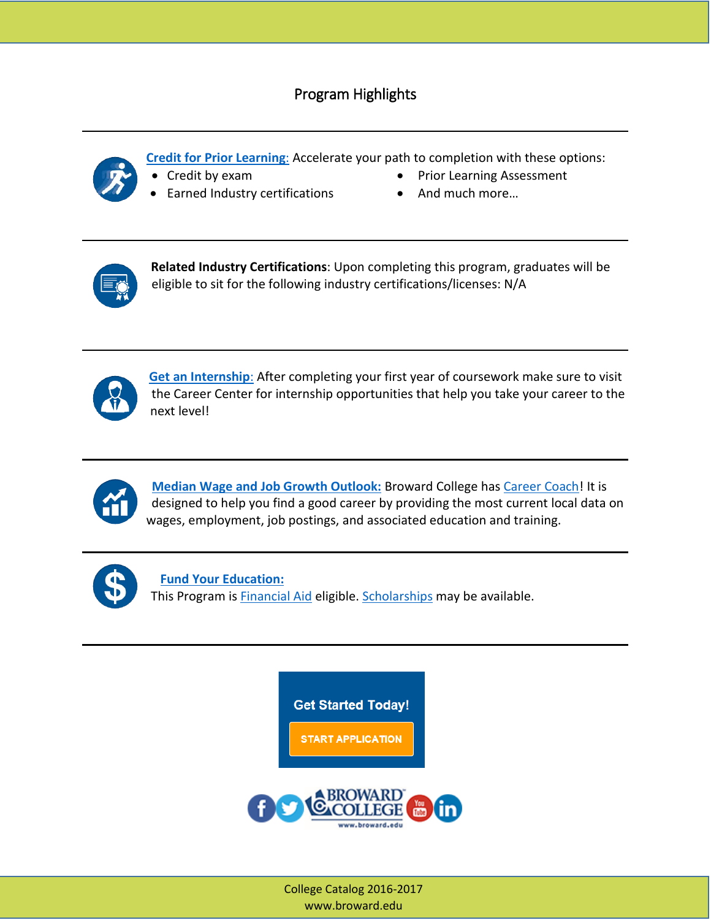## Program Highlights

---

**Credit for Prior Learning:** Accelerate your path to completion with these options:

- Credit by exam
- Earned Industry certifications
- Prior Learning Assessment
- And much more…

---

**Related Industry Certifications**: Upon completing this program, graduates will be eligible to sit for the following industry certifications/licenses: N/A

---

**Get an Internship:** After completing your first year of coursework make sure to visit the Career Center for internship opportunities that help you take your career to the next level!

---

**Median Wage and Job Growth Outlook:** Broward College has Career Coach! It is designed to help you find a good career by providing the most current local data on wages, employment, job postings, and associated education and training.

---

**Fund Your Education:**
This Program is Financial Aid eligible. Scholarships may be available.

---

**Get Started Today!**

START APPLICATION

BROWARD COLLEGE
www.broward.edu

College Catalog 2016-2017
www.broward.edu